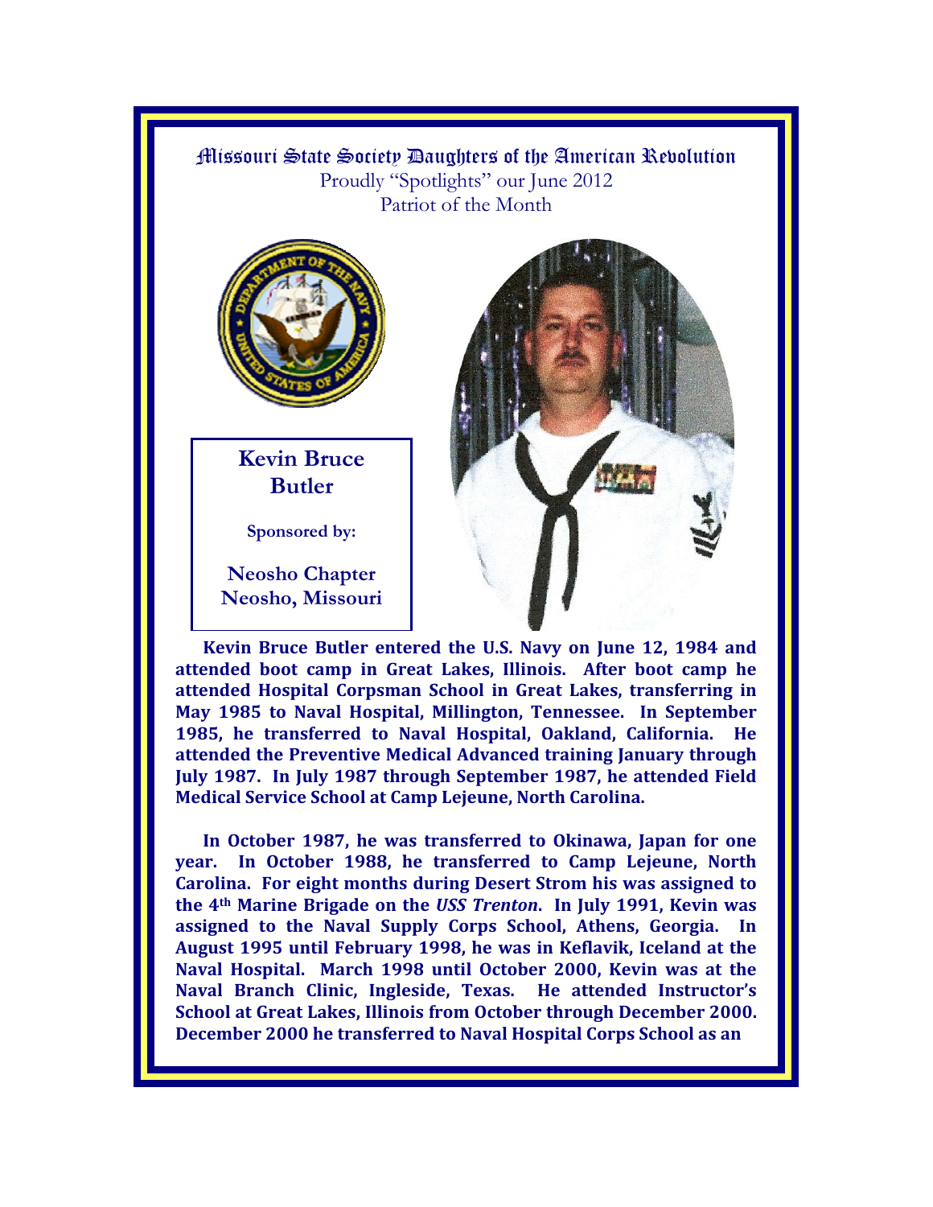# Missouri State Society Daughters of the American Revolution

Proudly "Spotlights" our June 2012
Patriot of the Month

**Kevin Bruce Butler**

**Sponsored by:**

**Neosho Chapter**
**Neosho, Missouri**

**Kevin Bruce Butler entered the U.S. Navy on June 12, 1984 and attended boot camp in Great Lakes, Illinois. After boot camp he attended Hospital Corpsman School in Great Lakes, transferring in May 1985 to Naval Hospital, Millington, Tennessee. In September 1985, he transferred to Naval Hospital, Oakland, California. He attended the Preventive Medical Advanced training January through July 1987. In July 1987 through September 1987, he attended Field Medical Service School at Camp Lejeune, North Carolina.**

**In October 1987, he was transferred to Okinawa, Japan for one year. In October 1988, he transferred to Camp Lejeune, North Carolina. For eight months during Desert Strom his was assigned to the 4th Marine Brigade on the *USS Trenton*. In July 1991, Kevin was assigned to the Naval Supply Corps School, Athens, Georgia. In August 1995 until February 1998, he was in Keflavik, Iceland at the Naval Hospital. March 1998 until October 2000, Kevin was at the Naval Branch Clinic, Ingleside, Texas. He attended Instructor's School at Great Lakes, Illinois from October through December 2000. December 2000 he transferred to Naval Hospital Corps School as an**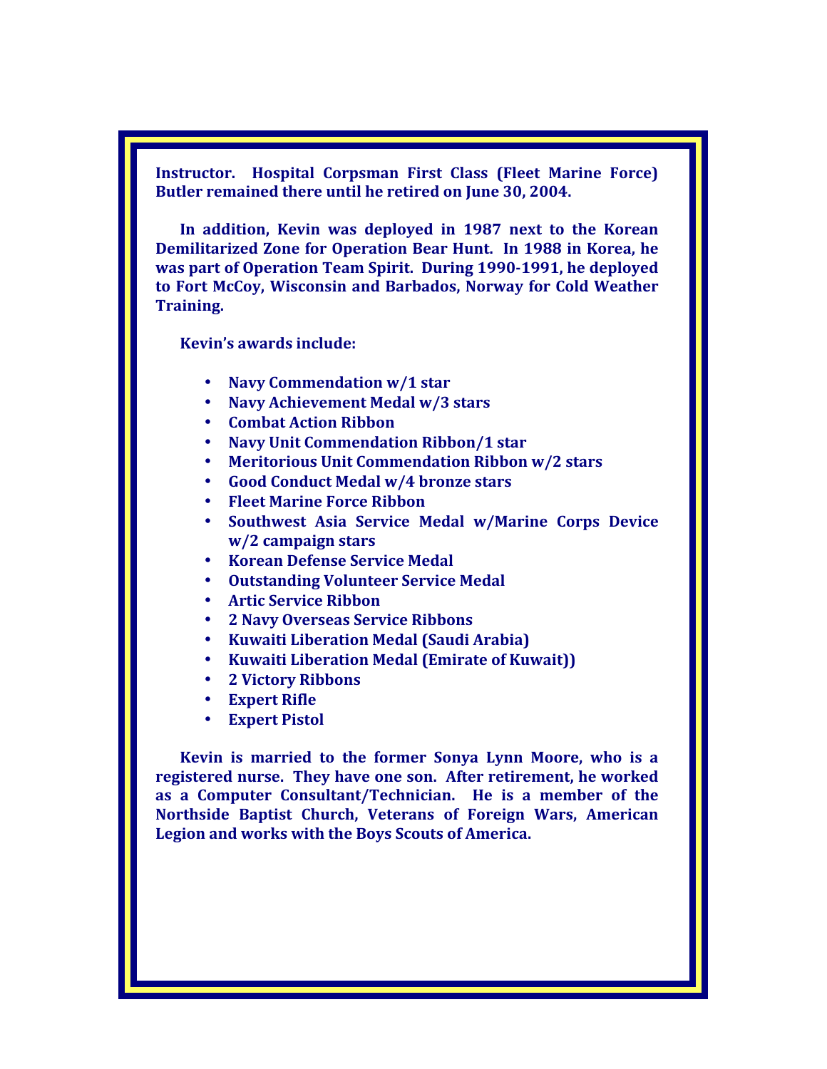**Instructor. Hospital Corpsman First Class (Fleet Marine Force) Butler remained there until he retired on June 30, 2004.**

**In addition, Kevin was deployed in 1987 next to the Korean Demilitarized Zone for Operation Bear Hunt. In 1988 in Korea, he was part of Operation Team Spirit. During 1990-1991, he deployed to Fort McCoy, Wisconsin and Barbados, Norway for Cold Weather Training.**

**Kevin's awards include:**

- **Navy Commendation w/1 star**
- **Navy Achievement Medal w/3 stars**
- **Combat Action Ribbon**
- **Navy Unit Commendation Ribbon/1 star**
- **Meritorious Unit Commendation Ribbon w/2 stars**
- **Good Conduct Medal w/4 bronze stars**
- **Fleet Marine Force Ribbon**
- **Southwest Asia Service Medal w/Marine Corps Device w/2 campaign stars**
- **Korean Defense Service Medal**
- **Outstanding Volunteer Service Medal**
- **Artic Service Ribbon**
- **2 Navy Overseas Service Ribbons**
- **Kuwaiti Liberation Medal (Saudi Arabia)**
- **Kuwaiti Liberation Medal (Emirate of Kuwait))**
- **2 Victory Ribbons**
- **Expert Rifle**
- **Expert Pistol**

**Kevin is married to the former Sonya Lynn Moore, who is a registered nurse. They have one son. After retirement, he worked as a Computer Consultant/Technician. He is a member of the Northside Baptist Church, Veterans of Foreign Wars, American Legion and works with the Boys Scouts of America.**